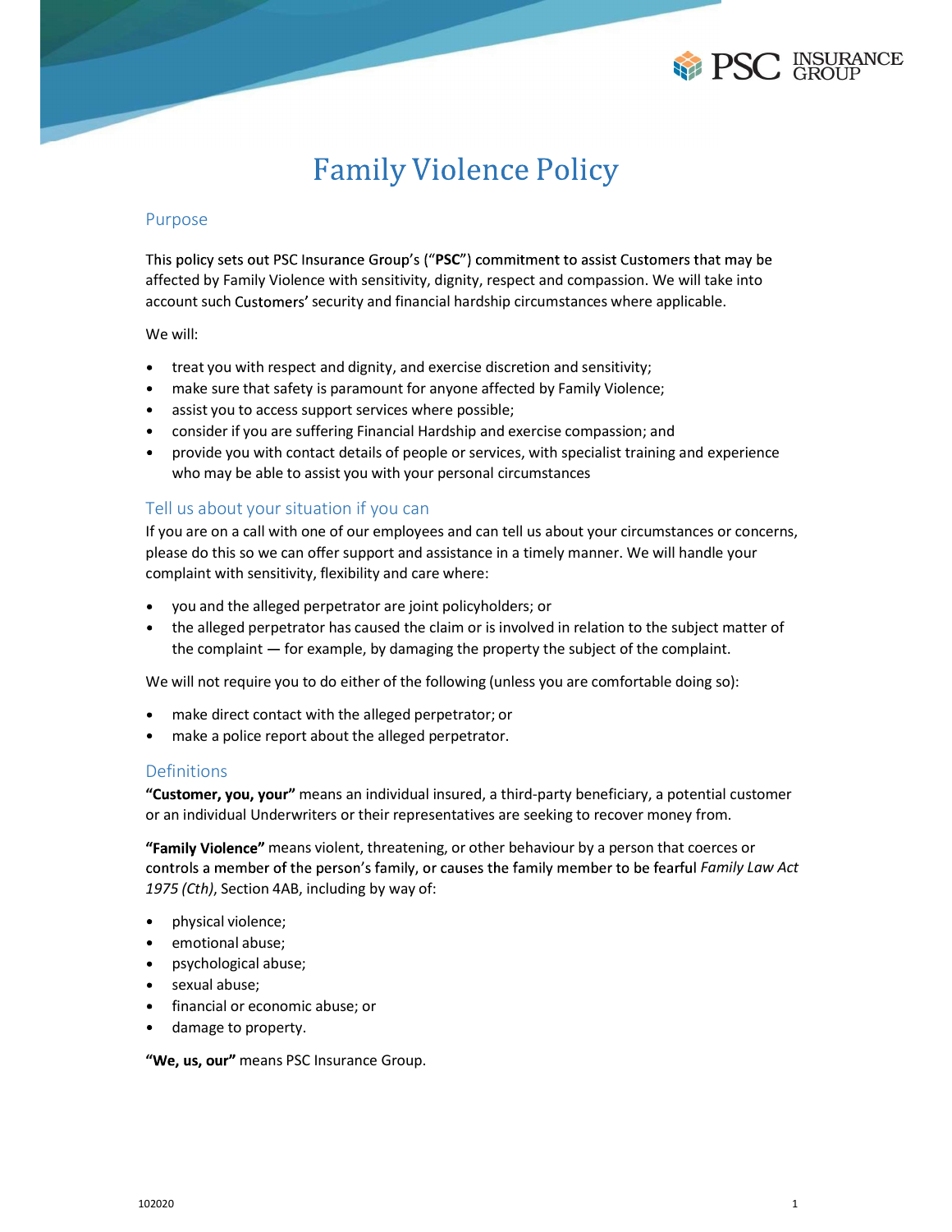# Family Violence Policy

## Purpose

This policy sets out PSC Insurance Group's ("**PSC**") commitment to assist Customers that may be affected by Family Violence with sensitivity, dignity, respect and compassion. We will take into account such Customers' security and financial hardship circumstances where applicable.

We will:

- treat you with respect and dignity, and exercise discretion and sensitivity;
- make sure that safety is paramount for anyone affected by Family Violence;
- assist you to access support services where possible;
- consider if you are suffering Financial Hardship and exercise compassion; and
- provide you with contact details of people or services, with specialist training and experience who may be able to assist you with your personal circumstances

## Tell us about your situation if you can

If you are on a call with one of our employees and can tell us about your circumstances or concerns, please do this so we can offer support and assistance in a timely manner. We will handle your complaint with sensitivity, flexibility and care where:

- you and the alleged perpetrator are joint policyholders; or
- the alleged perpetrator has caused the claim or is involved in relation to the subject matter of the complaint — for example, by damaging the property the subject of the complaint.

We will not require you to do either of the following (unless you are comfortable doing so):

- make direct contact with the alleged perpetrator; or
- make a police report about the alleged perpetrator.

## Definitions

**"Customer, you, your"** means an individual insured, a third-party beneficiary, a potential customer or an individual Underwriters or their representatives are seeking to recover money from.

**"Family Violence"** means violent, threatening, or other behaviour by a person that coerces or controls a member of the person's family, or causes the family member to be fearful *Family Law Act 1975 (Cth)*, Section 4AB, including by way of:

- physical violence;
- emotional abuse;
- psychological abuse;
- sexual abuse;
- financial or economic abuse; or
- damage to property.

**"We, us, our"** means PSC Insurance Group.

102020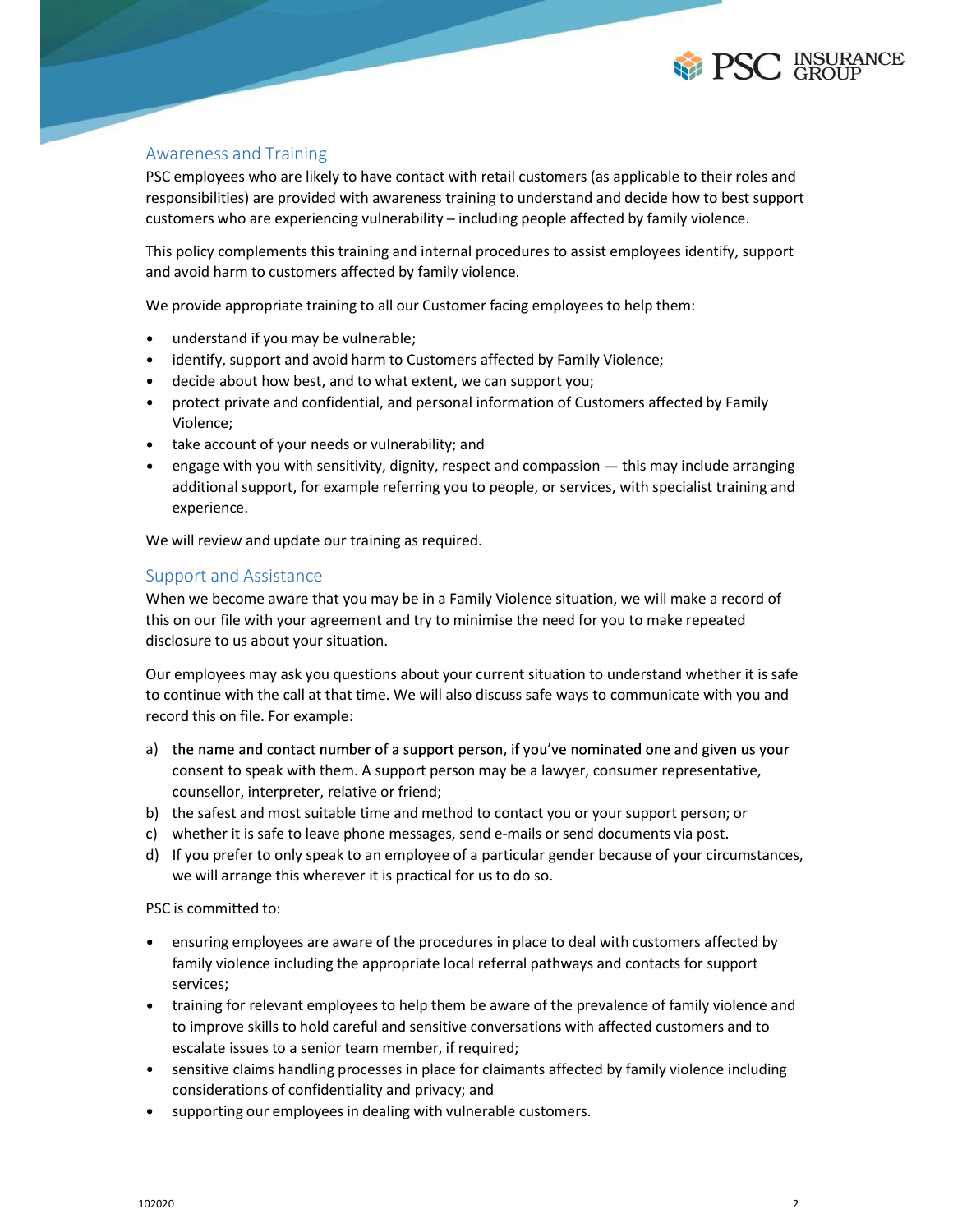## Awareness and Training

PSC employees who are likely to have contact with retail customers (as applicable to their roles and responsibilities) are provided with awareness training to understand and decide how to best support customers who are experiencing vulnerability – including people affected by family violence.

This policy complements this training and internal procedures to assist employees identify, support and avoid harm to customers affected by family violence.

We provide appropriate training to all our Customer facing employees to help them:

- understand if you may be vulnerable;
- identify, support and avoid harm to Customers affected by Family Violence;
- decide about how best, and to what extent, we can support you;
- protect private and confidential, and personal information of Customers affected by Family Violence;
- take account of your needs or vulnerability; and
- engage with you with sensitivity, dignity, respect and compassion — this may include arranging additional support, for example referring you to people, or services, with specialist training and experience.

We will review and update our training as required.

## Support and Assistance

When we become aware that you may be in a Family Violence situation, we will make a record of this on our file with your agreement and try to minimise the need for you to make repeated disclosure to us about your situation.

Our employees may ask you questions about your current situation to understand whether it is safe to continue with the call at that time. We will also discuss safe ways to communicate with you and record this on file. For example:

a) the name and contact number of a support person, if you've nominated one and given us your consent to speak with them. A support person may be a lawyer, consumer representative, counsellor, interpreter, relative or friend;
b) the safest and most suitable time and method to contact you or your support person; or
c) whether it is safe to leave phone messages, send e-mails or send documents via post.
d) If you prefer to only speak to an employee of a particular gender because of your circumstances, we will arrange this wherever it is practical for us to do so.

PSC is committed to:

- ensuring employees are aware of the procedures in place to deal with customers affected by family violence including the appropriate local referral pathways and contacts for support services;
- training for relevant employees to help them be aware of the prevalence of family violence and to improve skills to hold careful and sensitive conversations with affected customers and to escalate issues to a senior team member, if required;
- sensitive claims handling processes in place for claimants affected by family violence including considerations of confidentiality and privacy; and
- supporting our employees in dealing with vulnerable customers.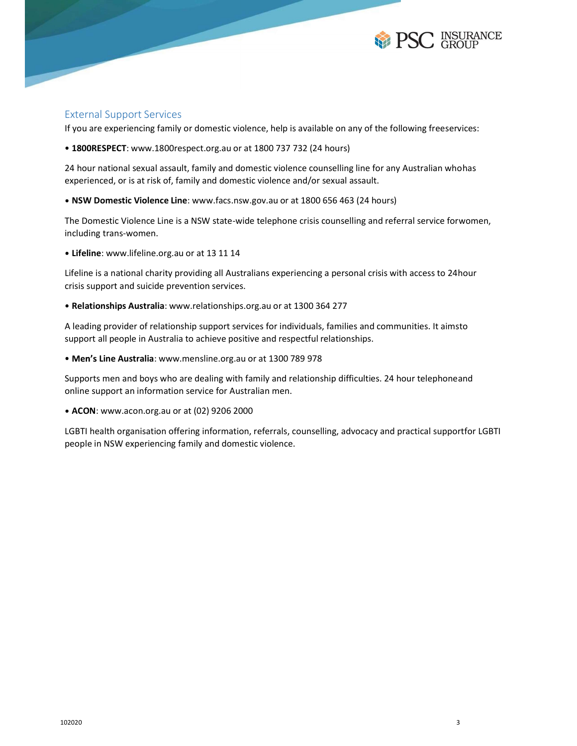## External Support Services

If you are experiencing family or domestic violence, help is available on any of the following freeservices:

- **1800RESPECT**: www.1800respect.org.au or at 1800 737 732 (24 hours)

24 hour national sexual assault, family and domestic violence counselling line for any Australian whohas experienced, or is at risk of, family and domestic violence and/or sexual assault.

- **NSW Domestic Violence Line**: www.facs.nsw.gov.au or at 1800 656 463 (24 hours)

The Domestic Violence Line is a NSW state-wide telephone crisis counselling and referral service forwomen, including trans-women.

- **Lifeline**: www.lifeline.org.au or at 13 11 14

Lifeline is a national charity providing all Australians experiencing a personal crisis with access to 24hour crisis support and suicide prevention services.

- **Relationships Australia**: www.relationships.org.au or at 1300 364 277

A leading provider of relationship support services for individuals, families and communities. It aimsto support all people in Australia to achieve positive and respectful relationships.

- **Men's Line Australia**: www.mensline.org.au or at 1300 789 978

Supports men and boys who are dealing with family and relationship difficulties. 24 hour telephoneand online support an information service for Australian men.

- **ACON**: www.acon.org.au or at (02) 9206 2000

LGBTI health organisation offering information, referrals, counselling, advocacy and practical supportfor LGBTI people in NSW experiencing family and domestic violence.